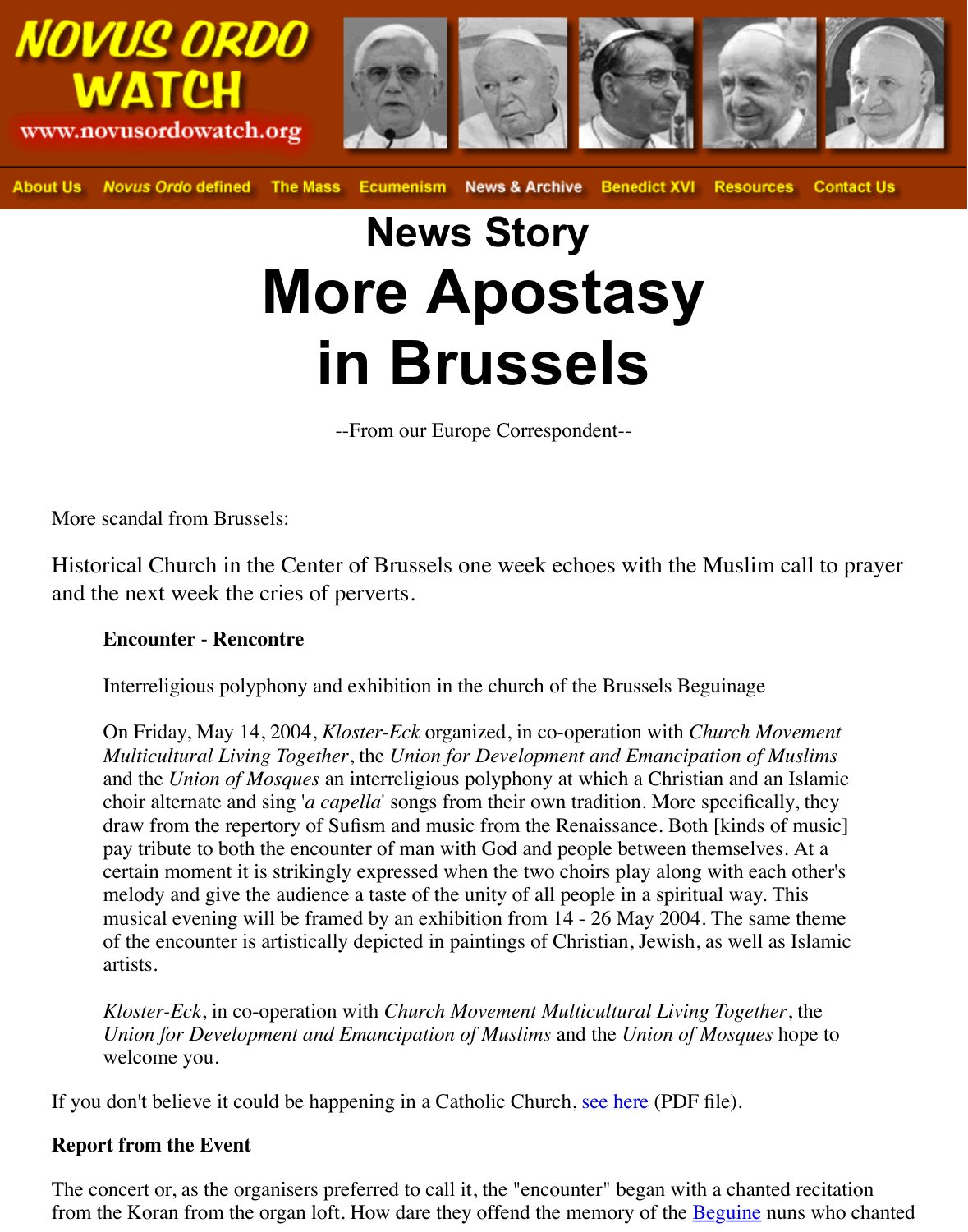NOVUS ORDO WATCH
www.novusordowatch.org

About Us | *Novus Ordo* defined | The Mass | Ecumenism | News & Archive | Benedict XVI | Resources | Contact Us

# News Story

# More Apostasy in Brussels

--From our Europe Correspondent--

More scandal from Brussels:

Historical Church in the Center of Brussels one week echoes with the Muslim call to prayer and the next week the cries of perverts.

> **Encounter - Rencontre**
>
> Interreligious polyphony and exhibition in the church of the Brussels Beguinage
>
> On Friday, May 14, 2004, *Kloster-Eck* organized, in co-operation with *Church Movement Multicultural Living Together*, the *Union for Development and Emancipation of Muslims* and the *Union of Mosques* an interreligious polyphony at which a Christian and an Islamic choir alternate and sing '*a capella*' songs from their own tradition. More specifically, they draw from the repertory of Sufism and music from the Renaissance. Both [kinds of music] pay tribute to both the encounter of man with God and people between themselves. At a certain moment it is strikingly expressed when the two choirs play along with each other's melody and give the audience a taste of the unity of all people in a spiritual way. This musical evening will be framed by an exhibition from 14 - 26 May 2004. The same theme of the encounter is artistically depicted in paintings of Christian, Jewish, as well as Islamic artists.
>
> *Kloster-Eck*, in co-operation with *Church Movement Multicultural Living Together*, the *Union for Development and Emancipation of Muslims* and the *Union of Mosques* hope to welcome you.

If you don't believe it could be happening in a Catholic Church, see here (PDF file).

**Report from the Event**

The concert or, as the organisers preferred to call it, the "encounter" began with a chanted recitation from the Koran from the organ loft. How dare they offend the memory of the Beguine nuns who chanted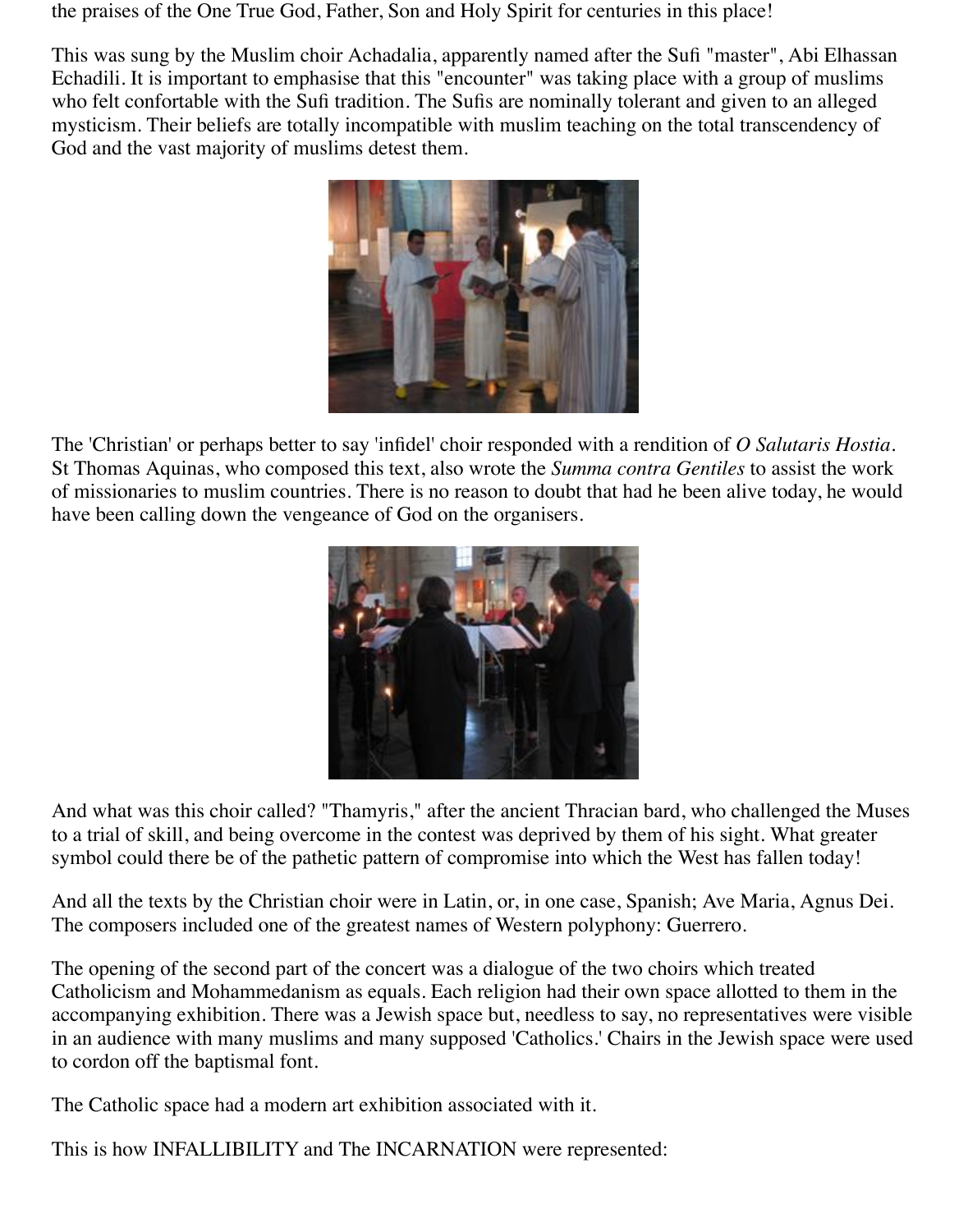the praises of the One True God, Father, Son and Holy Spirit for centuries in this place!

This was sung by the Muslim choir Achadalia, apparently named after the Sufi "master", Abi Elhassan Echadili. It is important to emphasise that this "encounter" was taking place with a group of muslims who felt confortable with the Sufi tradition. The Sufis are nominally tolerant and given to an alleged mysticism. Their beliefs are totally incompatible with muslim teaching on the total transcendency of God and the vast majority of muslims detest them.

The 'Christian' or perhaps better to say 'infidel' choir responded with a rendition of *O Salutaris Hostia*. St Thomas Aquinas, who composed this text, also wrote the *Summa contra Gentiles* to assist the work of missionaries to muslim countries. There is no reason to doubt that had he been alive today, he would have been calling down the vengeance of God on the organisers.

And what was this choir called? "Thamyris," after the ancient Thracian bard, who challenged the Muses to a trial of skill, and being overcome in the contest was deprived by them of his sight. What greater symbol could there be of the pathetic pattern of compromise into which the West has fallen today!

And all the texts by the Christian choir were in Latin, or, in one case, Spanish; Ave Maria, Agnus Dei. The composers included one of the greatest names of Western polyphony: Guerrero.

The opening of the second part of the concert was a dialogue of the two choirs which treated Catholicism and Mohammedanism as equals. Each religion had their own space allotted to them in the accompanying exhibition. There was a Jewish space but, needless to say, no representatives were visible in an audience with many muslims and many supposed 'Catholics.' Chairs in the Jewish space were used to cordon off the baptismal font.

The Catholic space had a modern art exhibition associated with it.

This is how INFALLIBILITY and The INCARNATION were represented: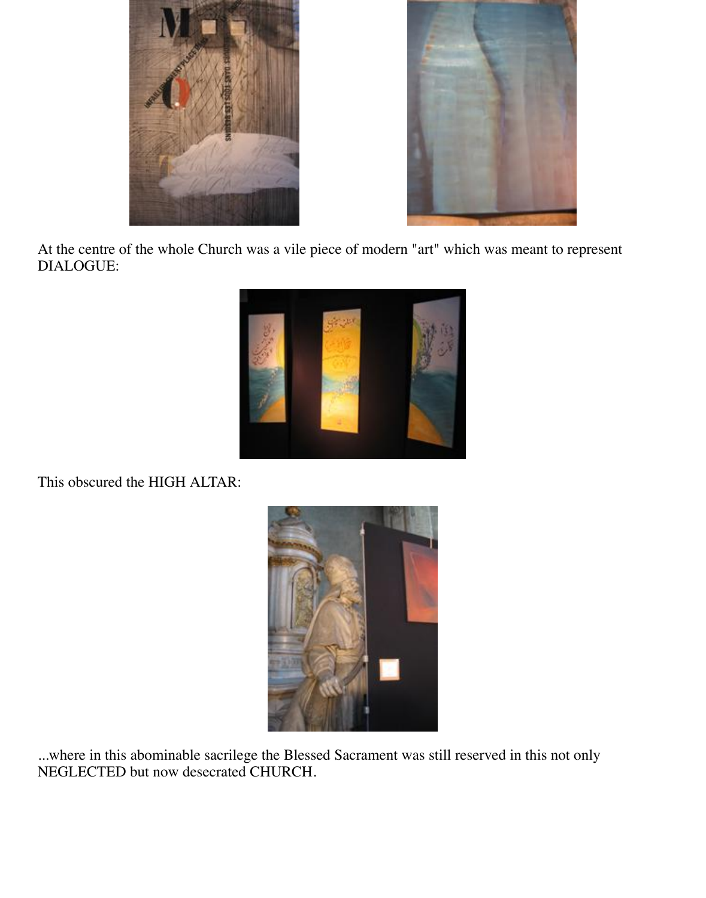At the centre of the whole Church was a vile piece of modern "art" which was meant to represent DIALOGUE:

This obscured the HIGH ALTAR:

...where in this abominable sacrilege the Blessed Sacrament was still reserved in this not only NEGLECTED but now desecrated CHURCH.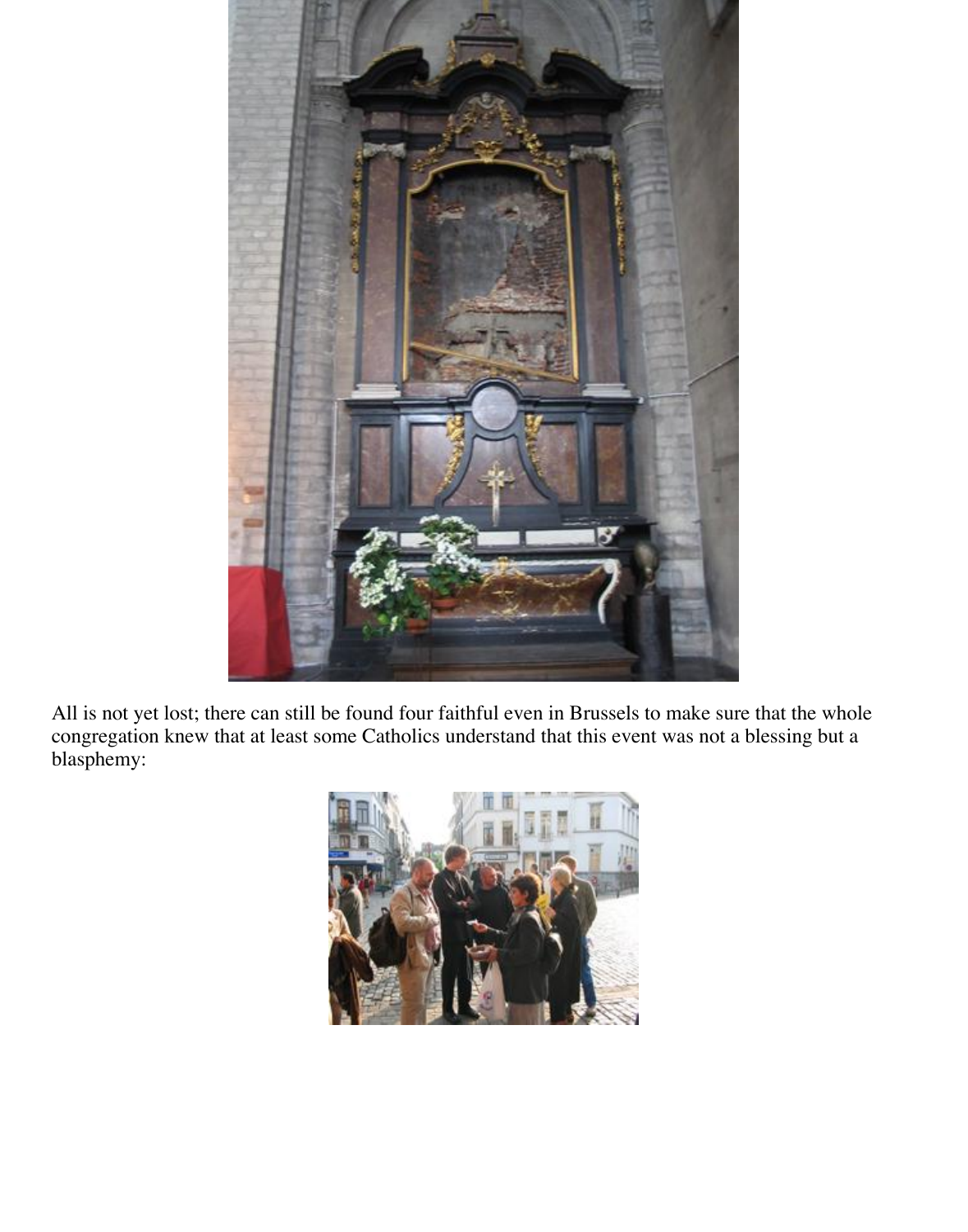All is not yet lost; there can still be found four faithful even in Brussels to make sure that the whole congregation knew that at least some Catholics understand that this event was not a blessing but a blasphemy: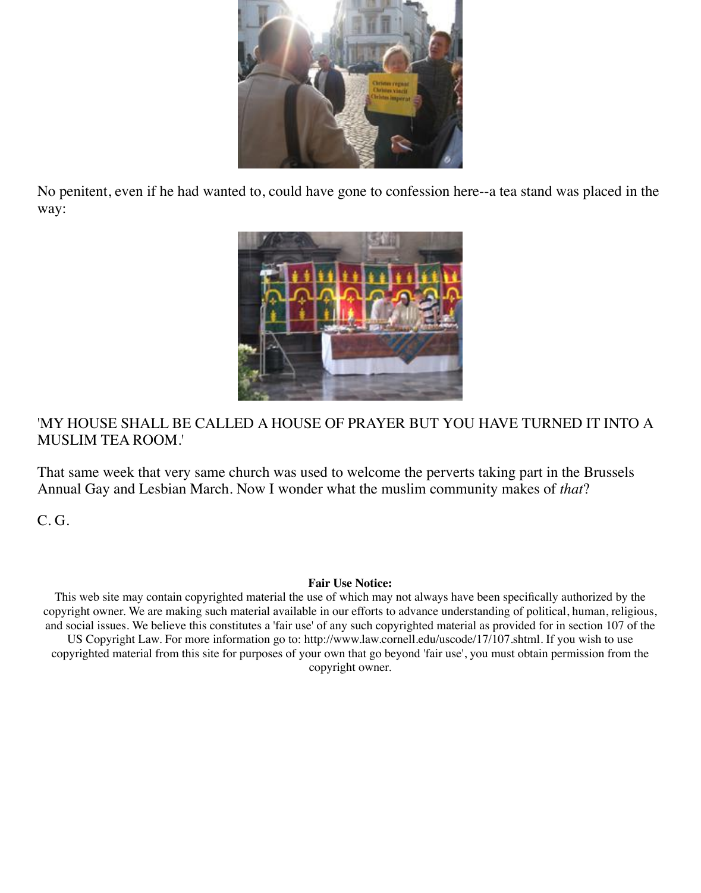No penitent, even if he had wanted to, could have gone to confession here--a tea stand was placed in the way:

'MY HOUSE SHALL BE CALLED A HOUSE OF PRAYER BUT YOU HAVE TURNED IT INTO A MUSLIM TEA ROOM.'

That same week that very same church was used to welcome the perverts taking part in the Brussels Annual Gay and Lesbian March. Now I wonder what the muslim community makes of *that*?

C. G.

**Fair Use Notice:**
This web site may contain copyrighted material the use of which may not always have been specifically authorized by the copyright owner. We are making such material available in our efforts to advance understanding of political, human, religious, and social issues. We believe this constitutes a 'fair use' of any such copyrighted material as provided for in section 107 of the US Copyright Law. For more information go to: http://www.law.cornell.edu/uscode/17/107.shtml. If you wish to use copyrighted material from this site for purposes of your own that go beyond 'fair use', you must obtain permission from the copyright owner.